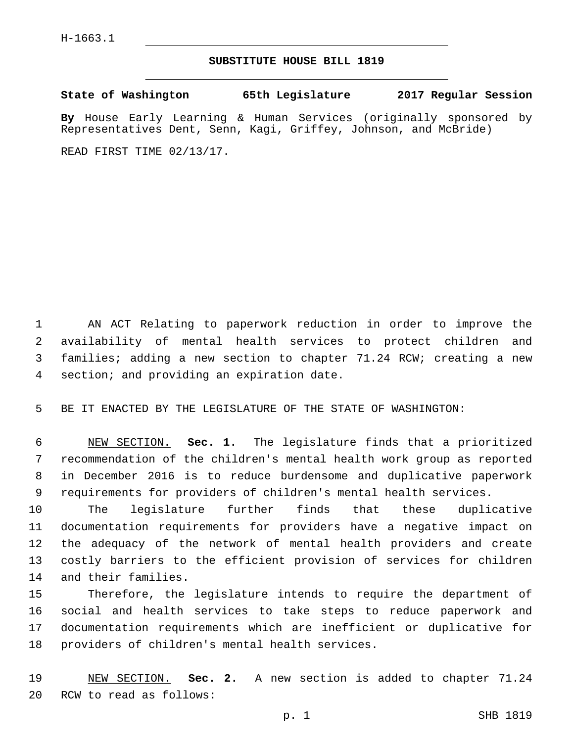H-1663.1

# SUBSTITUTE HOUSE BILL 1819

**State of Washington 65th Legislature 2017 Regular Session**

**By** House Early Learning & Human Services (originally sponsored by Representatives Dent, Senn, Kagi, Griffey, Johnson, and McBride)

READ FIRST TIME 02/13/17.

AN ACT Relating to paperwork reduction in order to improve the availability of mental health services to protect children and families; adding a new section to chapter 71.24 RCW; creating a new section; and providing an expiration date.

BE IT ENACTED BY THE LEGISLATURE OF THE STATE OF WASHINGTON:

NEW SECTION. **Sec. 1.** The legislature finds that a prioritized recommendation of the children's mental health work group as reported in December 2016 is to reduce burdensome and duplicative paperwork requirements for providers of children's mental health services.

The legislature further finds that these duplicative documentation requirements for providers have a negative impact on the adequacy of the network of mental health providers and create costly barriers to the efficient provision of services for children and their families.

Therefore, the legislature intends to require the department of social and health services to take steps to reduce paperwork and documentation requirements which are inefficient or duplicative for providers of children's mental health services.

NEW SECTION. **Sec. 2.** A new section is added to chapter 71.24 RCW to read as follows: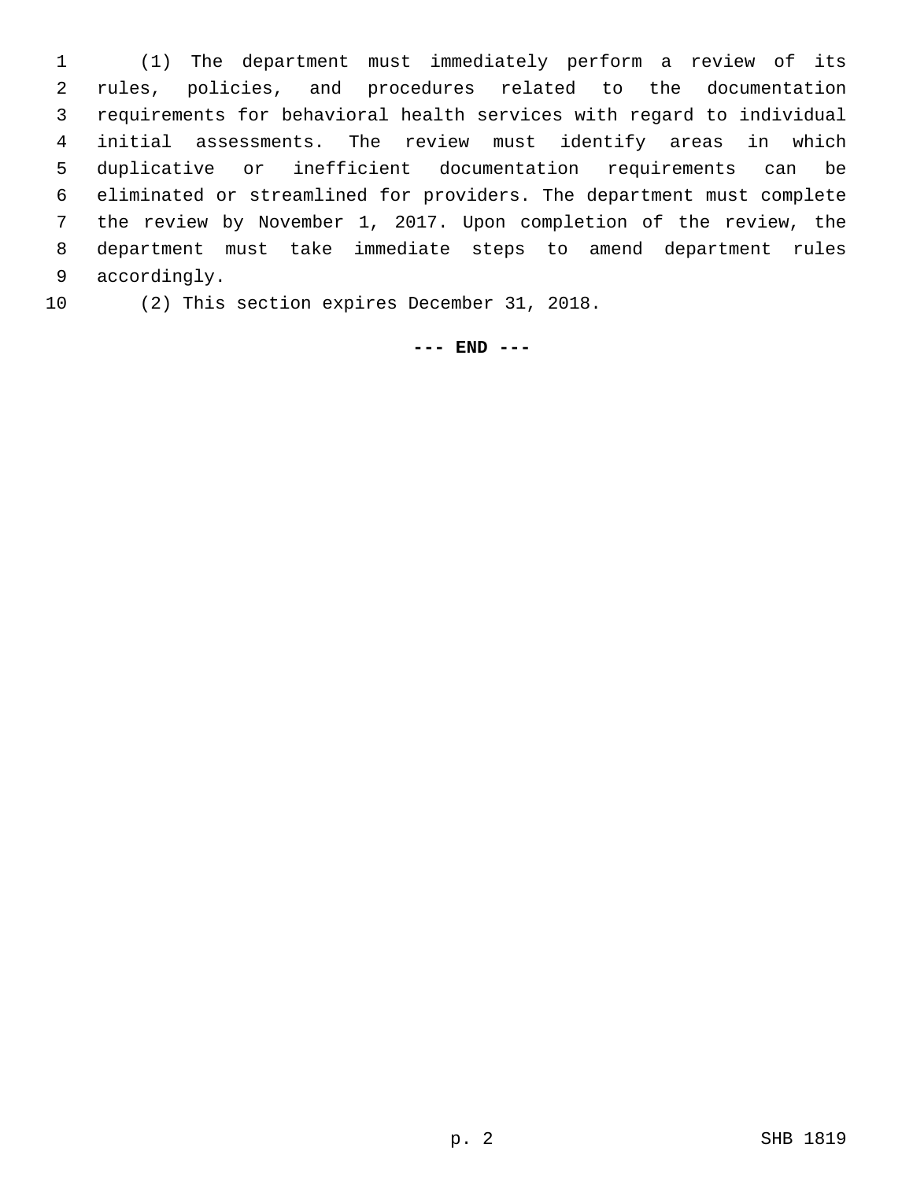(1) The department must immediately perform a review of its rules, policies, and procedures related to the documentation requirements for behavioral health services with regard to individual initial assessments. The review must identify areas in which duplicative or inefficient documentation requirements can be eliminated or streamlined for providers. The department must complete the review by November 1, 2017. Upon completion of the review, the department must take immediate steps to amend department rules accordingly.

(2) This section expires December 31, 2018.

**--- END ---**